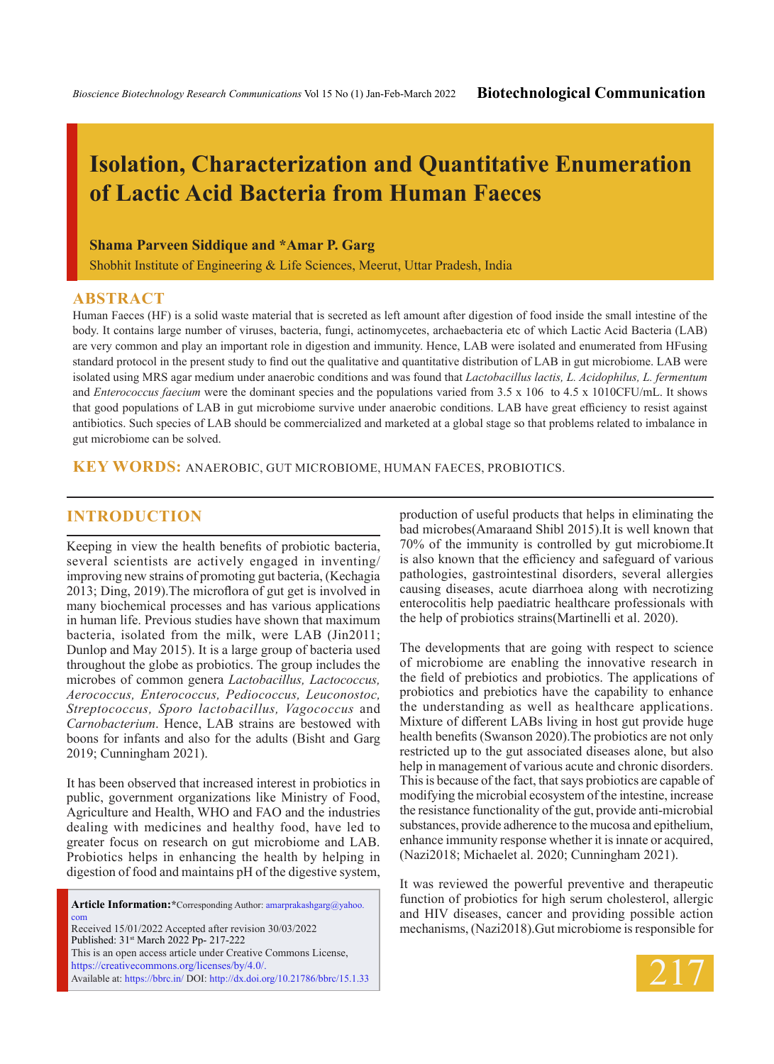# Isolation, Characterization and Quantitative Enumeration of Lactic Acid Bacteria from Human Faeces

**Shama Parveen Siddique and *Amar P. Garg**

Shobhit Institute of Engineering & Life Sciences, Meerut, Uttar Pradesh, India

## ABSTRACT

Human Faeces (HF) is a solid waste material that is secreted as left amount after digestion of food inside the small intestine of the body. It contains large number of viruses, bacteria, fungi, actinomycetes, archaebacteria etc of which Lactic Acid Bacteria (LAB) are very common and play an important role in digestion and immunity. Hence, LAB were isolated and enumerated from HFusing standard protocol in the present study to find out the qualitative and quantitative distribution of LAB in gut microbiome. LAB were isolated using MRS agar medium under anaerobic conditions and was found that *Lactobacillus lactis, L. Acidophilus, L. fermentum* and *Enterococcus faecium* were the dominant species and the populations varied from 3.5 x 106 to 4.5 x 1010CFU/mL. It shows that good populations of LAB in gut microbiome survive under anaerobic conditions. LAB have great efficiency to resist against antibiotics. Such species of LAB should be commercialized and marketed at a global stage so that problems related to imbalance in gut microbiome can be solved.

**KEY WORDS:** ANAEROBIC, GUT MICROBIOME, HUMAN FAECES, PROBIOTICS.

## INTRODUCTION

Keeping in view the health benefits of probiotic bacteria, several scientists are actively engaged in inventing/ improving new strains of promoting gut bacteria, (Kechagia 2013; Ding, 2019).The microflora of gut get is involved in many biochemical processes and has various applications in human life. Previous studies have shown that maximum bacteria, isolated from the milk, were LAB (Jin2011; Dunlop and May 2015). It is a large group of bacteria used throughout the globe as probiotics. The group includes the microbes of common genera *Lactobacillus, Lactococcus, Aerococcus, Enterococcus, Pediococcus, Leuconostoc, Streptococcus, Sporo lactobacillus, Vagococcus* and *Carnobacterium*. Hence, LAB strains are bestowed with boons for infants and also for the adults (Bisht and Garg 2019; Cunningham 2021).

It has been observed that increased interest in probiotics in public, government organizations like Ministry of Food, Agriculture and Health, WHO and FAO and the industries dealing with medicines and healthy food, have led to greater focus on research on gut microbiome and LAB. Probiotics helps in enhancing the health by helping in digestion of food and maintains pH of the digestive system, production of useful products that helps in eliminating the bad microbes(Amaraand Shibl 2015).It is well known that 70% of the immunity is controlled by gut microbiome.It is also known that the efficiency and safeguard of various pathologies, gastrointestinal disorders, several allergies causing diseases, acute diarrhoea along with necrotizing enterocolitis help paediatric healthcare professionals with the help of probiotics strains(Martinelli et al. 2020).

The developments that are going with respect to science of microbiome are enabling the innovative research in the field of prebiotics and probiotics. The applications of probiotics and prebiotics have the capability to enhance the understanding as well as healthcare applications. Mixture of different LABs living in host gut provide huge health benefits (Swanson 2020).The probiotics are not only restricted up to the gut associated diseases alone, but also help in management of various acute and chronic disorders. This is because of the fact, that says probiotics are capable of modifying the microbial ecosystem of the intestine, increase the resistance functionality of the gut, provide anti-microbial substances, provide adherence to the mucosa and epithelium, enhance immunity response whether it is innate or acquired, (Nazi2018; Michaelet al. 2020; Cunningham 2021).

It was reviewed the powerful preventive and therapeutic function of probiotics for high serum cholesterol, allergic and HIV diseases, cancer and providing possible action mechanisms, (Nazi2018).Gut microbiome is responsible for

**Article Information:***Corresponding Author: amarprakashgarg@yahoo.com
Received 15/01/2022 Accepted after revision 30/03/2022
Published: 31st March 2022 Pp- 217-222
This is an open access article under Creative Commons License, https://creativecommons.org/licenses/by/4.0/.
Available at: https://bbrc.in/ DOI: http://dx.doi.org/10.21786/bbrc/15.1.33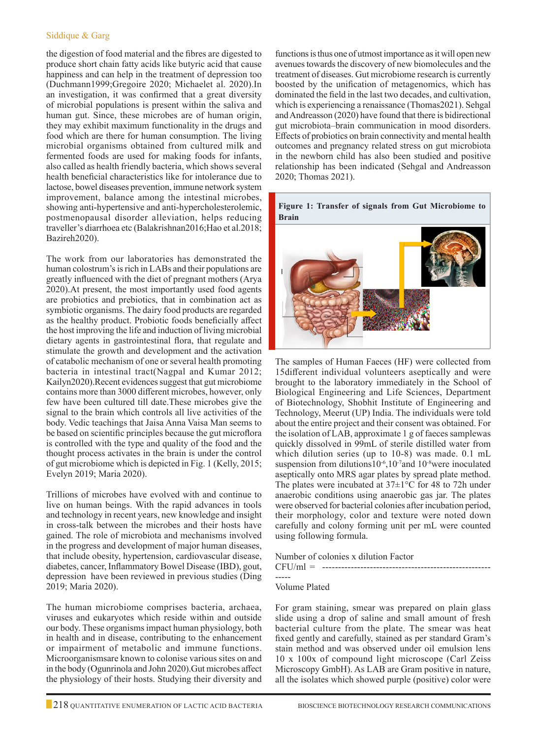the digestion of food material and the fibres are digested to produce short chain fatty acids like butyric acid that cause happiness and can help in the treatment of depression too (Duchmann1999;Gregoire 2020; Michaelet al. 2020).In an investigation, it was confirmed that a great diversity of microbial populations is present within the saliva and human gut. Since, these microbes are of human origin, they may exhibit maximum functionality in the drugs and food which are there for human consumption. The living microbial organisms obtained from cultured milk and fermented foods are used for making foods for infants, also called as health friendly bacteria, which shows several health beneficial characteristics like for intolerance due to lactose, bowel diseases prevention, immune network system improvement, balance among the intestinal microbes, showing anti-hypertensive and anti-hypercholesterolemic, postmenopausal disorder alleviation, helps reducing traveller's diarrhoea etc (Balakrishnan2016;Hao et al.2018; Bazireh2020).

The work from our laboratories has demonstrated the human colostrum's is rich in LABs and their populations are greatly influenced with the diet of pregnant mothers (Arya 2020).At present, the most importantly used food agents are probiotics and prebiotics, that in combination act as symbiotic organisms. The dairy food products are regarded as the healthy product. Probiotic foods beneficially affect the host improving the life and induction of living microbial dietary agents in gastrointestinal flora, that regulate and stimulate the growth and development and the activation of catabolic mechanism of one or several health promoting bacteria in intestinal tract(Nagpal and Kumar 2012; Kailyn2020).Recent evidences suggest that gut microbiome contains more than 3000 different microbes, however, only few have been cultured till date.These microbes give the signal to the brain which controls all live activities of the body. Vedic teachings that Jaisa Anna Vaisa Man seems to be based on scientific principles because the gut microflora is controlled with the type and quality of the food and the thought process activates in the brain is under the control of gut microbiome which is depicted in Fig. 1 (Kelly, 2015; Evelyn 2019; Maria 2020).

Trillions of microbes have evolved with and continue to live on human beings. With the rapid advances in tools and technology in recent years, new knowledge and insight in cross-talk between the microbes and their hosts have gained. The role of microbiota and mechanisms involved in the progress and development of major human diseases, that include obesity, hypertension, cardiovascular disease, diabetes, cancer, Inflammatory Bowel Disease (IBD), gout, depression have been reviewed in previous studies (Ding 2019; Maria 2020).

The human microbiome comprises bacteria, archaea, viruses and eukaryotes which reside within and outside our body. These organisms impact human physiology, both in health and in disease, contributing to the enhancement or impairment of metabolic and immune functions. Microorganismsare known to colonise various sites on and in the body (Ogunrinola and John 2020).Gut microbes affect the physiology of their hosts. Studying their diversity and functions is thus one of utmost importance as it will open new avenues towards the discovery of new biomolecules and the treatment of diseases. Gut microbiome research is currently boosted by the unification of metagenomics, which has dominated the field in the last two decades, and cultivation, which is experiencing a renaissance (Thomas2021). Sehgal and Andreasson (2020) have found that there is bidirectional gut microbiota–brain communication in mood disorders. Effects of probiotics on brain connectivity and mental health outcomes and pregnancy related stress on gut microbiota in the newborn child has also been studied and positive relationship has been indicated (Sehgal and Andreasson 2020; Thomas 2021).

**Figure 1: Transfer of signals from Gut Microbiome to Brain**

The samples of Human Faeces (HF) were collected from 15different individual volunteers aseptically and were brought to the laboratory immediately in the School of Biological Engineering and Life Sciences, Department of Biotechnology, Shobhit Institute of Engineering and Technology, Meerut (UP) India. The individuals were told about the entire project and their consent was obtained. For the isolation of LAB, approximate 1 g of faeces samplewas quickly dissolved in 99mL of sterile distilled water from which dilution series (up to 10-8) was made. 0.1 mL suspension from dilutions$10^{-6}$,$10^{-7}$and $10^{-8}$were inoculated aseptically onto MRS agar plates by spread plate method. The plates were incubated at 37±1°C for 48 to 72h under anaerobic conditions using anaerobic gas jar. The plates were observed for bacterial colonies after incubation period, their morphology, color and texture were noted down carefully and colony forming unit per mL were counted using following formula.

$$\text{CFU/ml} = \frac{\text{Number of colonies x dilution Factor}}{\text{Volume Plated}}$$

For gram staining, smear was prepared on plain glass slide using a drop of saline and small amount of fresh bacterial culture from the plate. The smear was heat fixed gently and carefully, stained as per standard Gram's stain method and was observed under oil emulsion lens 10 x 100x of compound light microscope (Carl Zeiss Microscopy GmbH). As LAB are Gram positive in nature, all the isolates which showed purple (positive) color were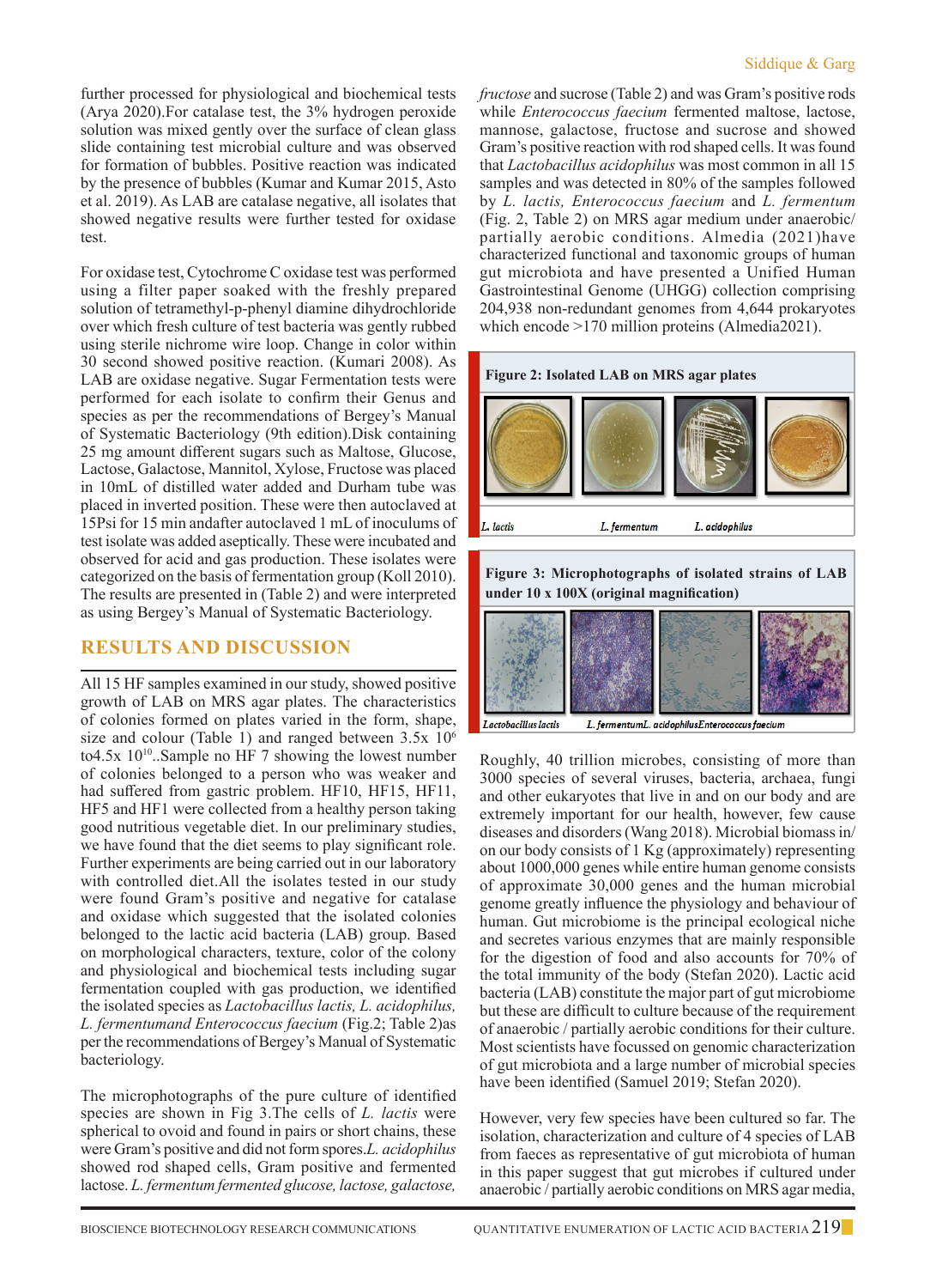further processed for physiological and biochemical tests (Arya 2020).For catalase test, the 3% hydrogen peroxide solution was mixed gently over the surface of clean glass slide containing test microbial culture and was observed for formation of bubbles. Positive reaction was indicated by the presence of bubbles (Kumar and Kumar 2015, Asto et al. 2019). As LAB are catalase negative, all isolates that showed negative results were further tested for oxidase test.

For oxidase test, Cytochrome C oxidase test was performed using a filter paper soaked with the freshly prepared solution of tetramethyl-p-phenyl diamine dihydrochloride over which fresh culture of test bacteria was gently rubbed using sterile nichrome wire loop. Change in color within 30 second showed positive reaction. (Kumari 2008). As LAB are oxidase negative. Sugar Fermentation tests were performed for each isolate to confirm their Genus and species as per the recommendations of Bergey's Manual of Systematic Bacteriology (9th edition).Disk containing 25 mg amount different sugars such as Maltose, Glucose, Lactose, Galactose, Mannitol, Xylose, Fructose was placed in 10mL of distilled water added and Durham tube was placed in inverted position. These were then autoclaved at 15Psi for 15 min andafter autoclaved 1 mL of inoculums of test isolate was added aseptically. These were incubated and observed for acid and gas production. These isolates were categorized on the basis of fermentation group (Koll 2010). The results are presented in (Table 2) and were interpreted as using Bergey's Manual of Systematic Bacteriology.

## RESULTS AND DISCUSSION

All 15 HF samples examined in our study, showed positive growth of LAB on MRS agar plates. The characteristics of colonies formed on plates varied in the form, shape, size and colour (Table 1) and ranged between 3.5x $10^6$ to4.5x $10^{10}$..Sample no HF 7 showing the lowest number of colonies belonged to a person who was weaker and had suffered from gastric problem. HF10, HF15, HF11, HF5 and HF1 were collected from a healthy person taking good nutritious vegetable diet. In our preliminary studies, we have found that the diet seems to play significant role. Further experiments are being carried out in our laboratory with controlled diet.All the isolates tested in our study were found Gram's positive and negative for catalase and oxidase which suggested that the isolated colonies belonged to the lactic acid bacteria (LAB) group. Based on morphological characters, texture, color of the colony and physiological and biochemical tests including sugar fermentation coupled with gas production, we identified the isolated species as *Lactobacillus lactis, L. acidophilus, L. fermentumand Enterococcus faecium* (Fig.2; Table 2)as per the recommendations of Bergey's Manual of Systematic bacteriology.

The microphotographs of the pure culture of identified species are shown in Fig 3.The cells of *L. lactis* were spherical to ovoid and found in pairs or short chains, these were Gram's positive and did not form spores.*L. acidophilus* showed rod shaped cells, Gram positive and fermented lactose. *L. fermentum fermented glucose, lactose, galactose, fructose* and sucrose (Table 2) and was Gram's positive rods while *Enterococcus faecium* fermented maltose, lactose, mannose, galactose, fructose and sucrose and showed Gram's positive reaction with rod shaped cells. It was found that *Lactobacillus acidophilus* was most common in all 15 samples and was detected in 80% of the samples followed by *L. lactis, Enterococcus faecium* and *L. fermentum* (Fig. 2, Table 2) on MRS agar medium under anaerobic/ partially aerobic conditions. Almedia (2021)have characterized functional and taxonomic groups of human gut microbiota and have presented a Unified Human Gastrointestinal Genome (UHGG) collection comprising 204,938 non-redundant genomes from 4,644 prokaryotes which encode >170 million proteins (Almedia2021).

**Figure 2: Isolated LAB on MRS agar plates**

*L. lactis* *L. fermentum* *L. acidophilus*

**Figure 3: Microphotographs of isolated strains of LAB under 10 x 100X (original magnification)**

*Lactobacillus lactis* *L. fermentum* *L. acidophilus* *Enterococcus faecium*

Roughly, 40 trillion microbes, consisting of more than 3000 species of several viruses, bacteria, archaea, fungi and other eukaryotes that live in and on our body and are extremely important for our health, however, few cause diseases and disorders (Wang 2018). Microbial biomass in/ on our body consists of 1 Kg (approximately) representing about 1000,000 genes while entire human genome consists of approximate 30,000 genes and the human microbial genome greatly influence the physiology and behaviour of human. Gut microbiome is the principal ecological niche and secretes various enzymes that are mainly responsible for the digestion of food and also accounts for 70% of the total immunity of the body (Stefan 2020). Lactic acid bacteria (LAB) constitute the major part of gut microbiome but these are difficult to culture because of the requirement of anaerobic / partially aerobic conditions for their culture. Most scientists have focussed on genomic characterization of gut microbiota and a large number of microbial species have been identified (Samuel 2019; Stefan 2020).

However, very few species have been cultured so far. The isolation, characterization and culture of 4 species of LAB from faeces as representative of gut microbiota of human in this paper suggest that gut microbes if cultured under anaerobic / partially aerobic conditions on MRS agar media,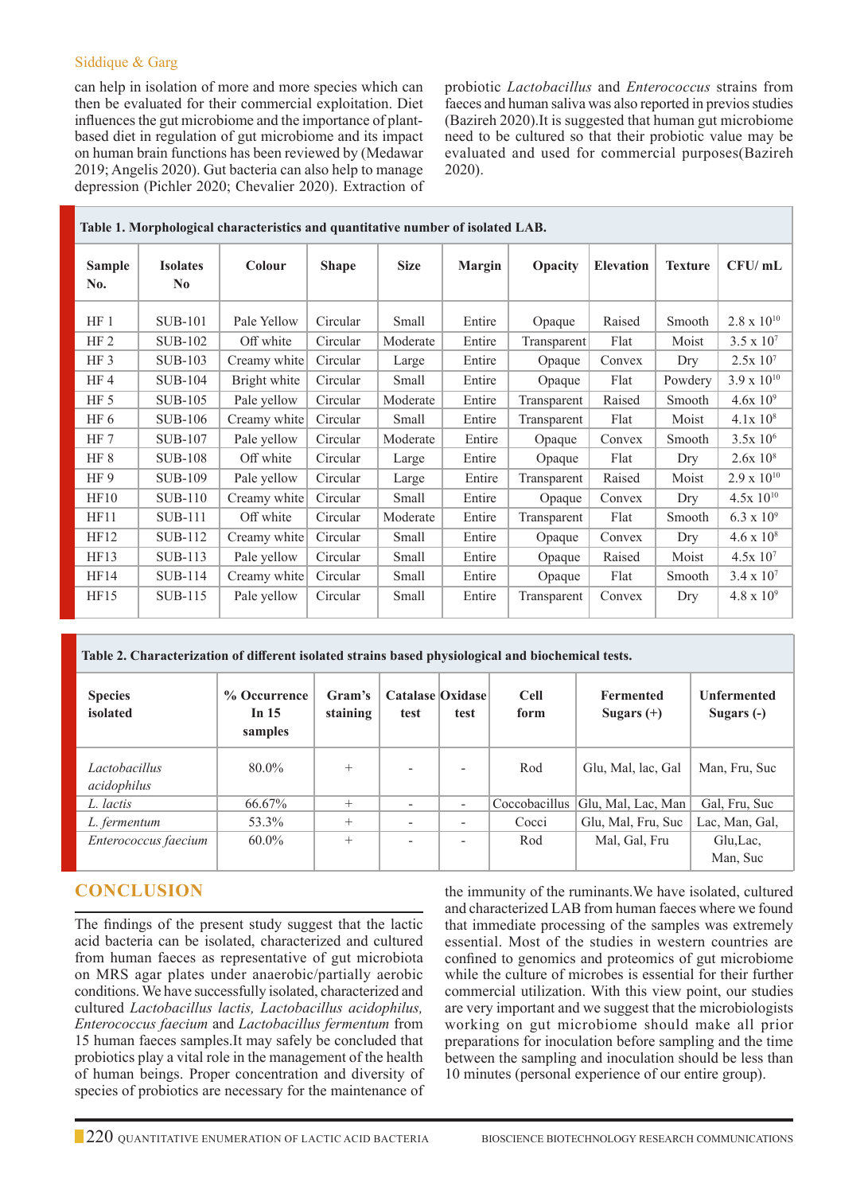can help in isolation of more and more species which can then be evaluated for their commercial exploitation. Diet influences the gut microbiome and the importance of plant-based diet in regulation of gut microbiome and its impact on human brain functions has been reviewed by (Medawar 2019; Angelis 2020). Gut bacteria can also help to manage depression (Pichler 2020; Chevalier 2020). Extraction of probiotic *Lactobacillus* and *Enterococcus* strains from faeces and human saliva was also reported in previos studies (Bazireh 2020).It is suggested that human gut microbiome need to be cultured so that their probiotic value may be evaluated and used for commercial purposes(Bazireh 2020).

**Table 1. Morphological characteristics and quantitative number of isolated LAB.**

| Sample No. | Isolates No | Colour | Shape | Size | Margin | Opacity | Elevation | Texture | CFU/ mL |
|---|---|---|---|---|---|---|---|---|---|
| HF 1 | SUB-101 | Pale Yellow | Circular | Small | Entire | Opaque | Raised | Smooth | $2.8 \times 10^{10}$ |
| HF 2 | SUB-102 | Off white | Circular | Moderate | Entire | Transparent | Flat | Moist | $3.5 \times 10^{7}$ |
| HF 3 | SUB-103 | Creamy white | Circular | Large | Entire | Opaque | Convex | Dry | $2.5 \times 10^{7}$ |
| HF 4 | SUB-104 | Bright white | Circular | Small | Entire | Opaque | Flat | Powdery | $3.9 \times 10^{10}$ |
| HF 5 | SUB-105 | Pale yellow | Circular | Moderate | Entire | Transparent | Raised | Smooth | $4.6 \times 10^{9}$ |
| HF 6 | SUB-106 | Creamy white | Circular | Small | Entire | Transparent | Flat | Moist | $4.1 \times 10^{8}$ |
| HF 7 | SUB-107 | Pale yellow | Circular | Moderate | Entire | Opaque | Convex | Smooth | $3.5 \times 10^{6}$ |
| HF 8 | SUB-108 | Off white | Circular | Large | Entire | Opaque | Flat | Dry | $2.6 \times 10^{8}$ |
| HF 9 | SUB-109 | Pale yellow | Circular | Large | Entire | Transparent | Raised | Moist | $2.9 \times 10^{10}$ |
| HF10 | SUB-110 | Creamy white | Circular | Small | Entire | Opaque | Convex | Dry | $4.5 \times 10^{10}$ |
| HF11 | SUB-111 | Off white | Circular | Moderate | Entire | Transparent | Flat | Smooth | $6.3 \times 10^{9}$ |
| HF12 | SUB-112 | Creamy white | Circular | Small | Entire | Opaque | Convex | Dry | $4.6 \times 10^{8}$ |
| HF13 | SUB-113 | Pale yellow | Circular | Small | Entire | Opaque | Raised | Moist | $4.5 \times 10^{7}$ |
| HF14 | SUB-114 | Creamy white | Circular | Small | Entire | Opaque | Flat | Smooth | $3.4 \times 10^{7}$ |
| HF15 | SUB-115 | Pale yellow | Circular | Small | Entire | Transparent | Convex | Dry | $4.8 \times 10^{9}$ |

**Table 2. Characterization of different isolated strains based physiological and biochemical tests.**

| Species isolated | % Occurrence In 15 samples | Gram's staining | Catalase test | Oxidase test | Cell form | Fermented Sugars (+) | Unfermented Sugars (-) |
|---|---|---|---|---|---|---|---|
| *Lactobacillus acidophilus* | 80.0% | + | - | - | Rod | Glu, Mal, lac, Gal | Man, Fru, Suc |
| *L. lactis* | 66.67% | + | - | - | Coccobacillus | Glu, Mal, Lac, Man | Gal, Fru, Suc |
| *L. fermentum* | 53.3% | + | - | - | Cocci | Glu, Mal, Fru, Suc | Lac, Man, Gal, |
| *Enterococcus faecium* | 60.0% | + | - | - | Rod | Mal, Gal, Fru | Glu,Lac, Man, Suc |

## CONCLUSION

The findings of the present study suggest that the lactic acid bacteria can be isolated, characterized and cultured from human faeces as representative of gut microbiota on MRS agar plates under anaerobic/partially aerobic conditions. We have successfully isolated, characterized and cultured *Lactobacillus lactis, Lactobacillus acidophilus, Enterococcus faecium* and *Lactobacillus fermentum* from 15 human faeces samples.It may safely be concluded that probiotics play a vital role in the management of the health of human beings. Proper concentration and diversity of species of probiotics are necessary for the maintenance of the immunity of the ruminants.We have isolated, cultured and characterized LAB from human faeces where we found that immediate processing of the samples was extremely essential. Most of the studies in western countries are confined to genomics and proteomics of gut microbiome while the culture of microbes is essential for their further commercial utilization. With this view point, our studies are very important and we suggest that the microbiologists working on gut microbiome should make all prior preparations for inoculation before sampling and the time between the sampling and inoculation should be less than 10 minutes (personal experience of our entire group).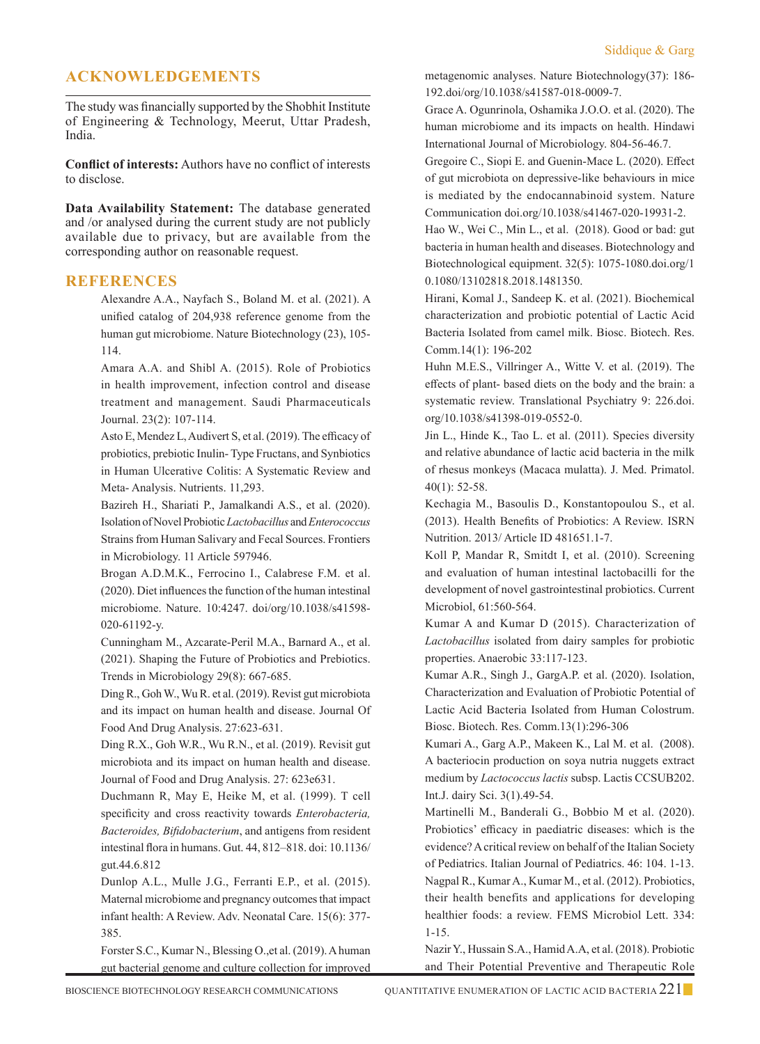## ACKNOWLEDGEMENTS

The study was financially supported by the Shobhit Institute of Engineering & Technology, Meerut, Uttar Pradesh, India.

**Conflict of interests:** Authors have no conflict of interests to disclose.

**Data Availability Statement:** The database generated and /or analysed during the current study are not publicly available due to privacy, but are available from the corresponding author on reasonable request.

## REFERENCES

Alexandre A.A., Nayfach S., Boland M. et al. (2021). A unified catalog of 204,938 reference genome from the human gut microbiome. Nature Biotechnology (23), 105-114.

Amara A.A. and Shibl A. (2015). Role of Probiotics in health improvement, infection control and disease treatment and management. Saudi Pharmaceuticals Journal. 23(2): 107-114.

Asto E, Mendez L, Audivert S, et al. (2019). The efficacy of probiotics, prebiotic Inulin- Type Fructans, and Synbiotics in Human Ulcerative Colitis: A Systematic Review and Meta- Analysis. Nutrients. 11,293.

Bazireh H., Shariati P., Jamalkandi A.S., et al. (2020). Isolation of Novel Probiotic *Lactobacillus* and *Enterococcus* Strains from Human Salivary and Fecal Sources. Frontiers in Microbiology. 11 Article 597946.

Brogan A.D.M.K., Ferrocino I., Calabrese F.M. et al. (2020). Diet influences the function of the human intestinal microbiome. Nature. 10:4247. doi/org/10.1038/s41598-020-61192-y.

Cunningham M., Azcarate-Peril M.A., Barnard A., et al. (2021). Shaping the Future of Probiotics and Prebiotics. Trends in Microbiology 29(8): 667-685.

Ding R., Goh W., Wu R. et al. (2019). Revist gut microbiota and its impact on human health and disease. Journal Of Food And Drug Analysis. 27:623-631.

Ding R.X., Goh W.R., Wu R.N., et al. (2019). Revisit gut microbiota and its impact on human health and disease. Journal of Food and Drug Analysis. 27: 623e631.

Duchmann R, May E, Heike M, et al. (1999). T cell specificity and cross reactivity towards *Enterobacteria, Bacteroides, Bifidobacterium*, and antigens from resident intestinal flora in humans. Gut. 44, 812–818. doi: 10.1136/gut.44.6.812

Dunlop A.L., Mulle J.G., Ferranti E.P., et al. (2015). Maternal microbiome and pregnancy outcomes that impact infant health: A Review. Adv. Neonatal Care. 15(6): 377-385.

Forster S.C., Kumar N., Blessing O.,et al. (2019). A human gut bacterial genome and culture collection for improved metagenomic analyses. Nature Biotechnology(37): 186-192.doi/org/10.1038/s41587-018-0009-7.

Grace A. Ogunrinola, Oshamika J.O.O. et al. (2020). The human microbiome and its impacts on health. Hindawi International Journal of Microbiology. 804-56-46.7.

Gregoire C., Siopi E. and Guenin-Mace L. (2020). Effect of gut microbiota on depressive-like behaviours in mice is mediated by the endocannabinoid system. Nature Communication doi.org/10.1038/s41467-020-19931-2.

Hao W., Wei C., Min L., et al. (2018). Good or bad: gut bacteria in human health and diseases. Biotechnology and Biotechnological equipment. 32(5): 1075-1080.doi.org/10.1080/13102818.2018.1481350.

Hirani, Komal J., Sandeep K. et al. (2021). Biochemical characterization and probiotic potential of Lactic Acid Bacteria Isolated from camel milk. Biosc. Biotech. Res. Comm.14(1): 196-202

Huhn M.E.S., Villringer A., Witte V. et al. (2019). The effects of plant- based diets on the body and the brain: a systematic review. Translational Psychiatry 9: 226.doi.org/10.1038/s41398-019-0552-0.

Jin L., Hinde K., Tao L. et al. (2011). Species diversity and relative abundance of lactic acid bacteria in the milk of rhesus monkeys (Macaca mulatta). J. Med. Primatol. 40(1): 52-58.

Kechagia M., Basoulis D., Konstantopoulou S., et al. (2013). Health Benefits of Probiotics: A Review. ISRN Nutrition. 2013/ Article ID 481651.1-7.

Koll P, Mandar R, Smitdt I, et al. (2010). Screening and evaluation of human intestinal lactobacilli for the development of novel gastrointestinal probiotics. Current Microbiol, 61:560-564.

Kumar A and Kumar D (2015). Characterization of *Lactobacillus* isolated from dairy samples for probiotic properties. Anaerobic 33:117-123.

Kumar A.R., Singh J., GargA.P. et al. (2020). Isolation, Characterization and Evaluation of Probiotic Potential of Lactic Acid Bacteria Isolated from Human Colostrum. Biosc. Biotech. Res. Comm.13(1):296-306

Kumari A., Garg A.P., Makeen K., Lal M. et al. (2008). A bacteriocin production on soya nutria nuggets extract medium by *Lactococcus lactis* subsp. Lactis CCSUB202. Int.J. dairy Sci. 3(1).49-54.

Martinelli M., Banderali G., Bobbio M et al. (2020). Probiotics' efficacy in paediatric diseases: which is the evidence? A critical review on behalf of the Italian Society of Pediatrics. Italian Journal of Pediatrics. 46: 104. 1-13.

Nagpal R., Kumar A., Kumar M., et al. (2012). Probiotics, their health benefits and applications for developing healthier foods: a review. FEMS Microbiol Lett. 334: 1-15.

Nazir Y., Hussain S.A., Hamid A.A, et al. (2018). Probiotic and Their Potential Preventive and Therapeutic Role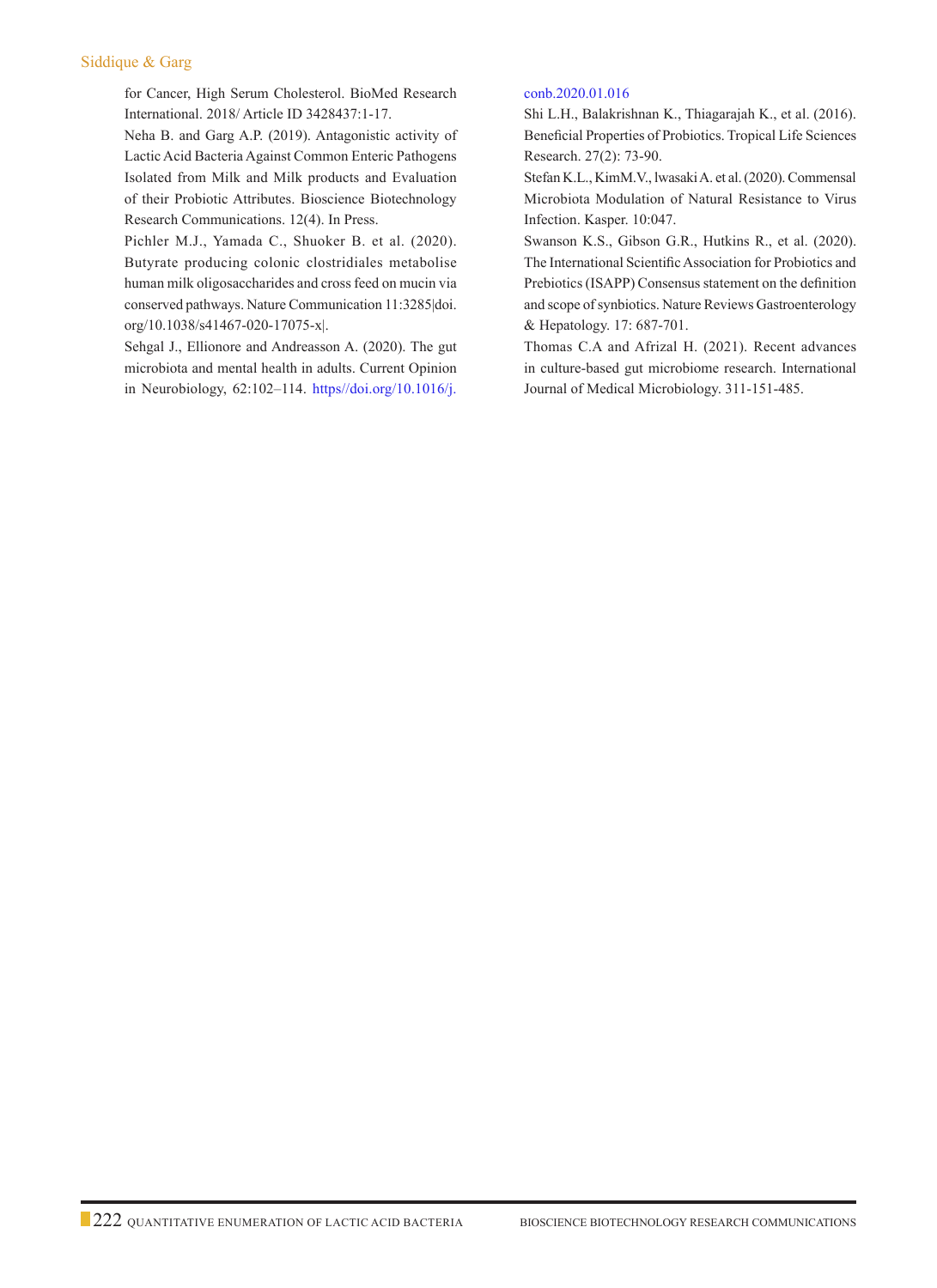for Cancer, High Serum Cholesterol. BioMed Research International. 2018/ Article ID 3428437:1-17.

Neha B. and Garg A.P. (2019). Antagonistic activity of Lactic Acid Bacteria Against Common Enteric Pathogens Isolated from Milk and Milk products and Evaluation of their Probiotic Attributes. Bioscience Biotechnology Research Communications. 12(4). In Press.

Pichler M.J., Yamada C., Shuoker B. et al. (2020). Butyrate producing colonic clostridiales metabolise human milk oligosaccharides and cross feed on mucin via conserved pathways. Nature Communication 11:3285|doi.org/10.1038/s41467-020-17075-x|.

Sehgal J., Ellionore and Andreasson A. (2020). The gut microbiota and mental health in adults. Current Opinion in Neurobiology, 62:102–114. https//doi.org/10.1016/j.conb.2020.01.016

Shi L.H., Balakrishnan K., Thiagarajah K., et al. (2016). Beneficial Properties of Probiotics. Tropical Life Sciences Research. 27(2): 73-90.

Stefan K.L., KimM.V., lwasaki A. et al. (2020). Commensal Microbiota Modulation of Natural Resistance to Virus Infection. Kasper. 10:047.

Swanson K.S., Gibson G.R., Hutkins R., et al. (2020). The International Scientific Association for Probiotics and Prebiotics (ISAPP) Consensus statement on the definition and scope of synbiotics. Nature Reviews Gastroenterology & Hepatology. 17: 687-701.

Thomas C.A and Afrizal H. (2021). Recent advances in culture-based gut microbiome research. International Journal of Medical Microbiology. 311-151-485.